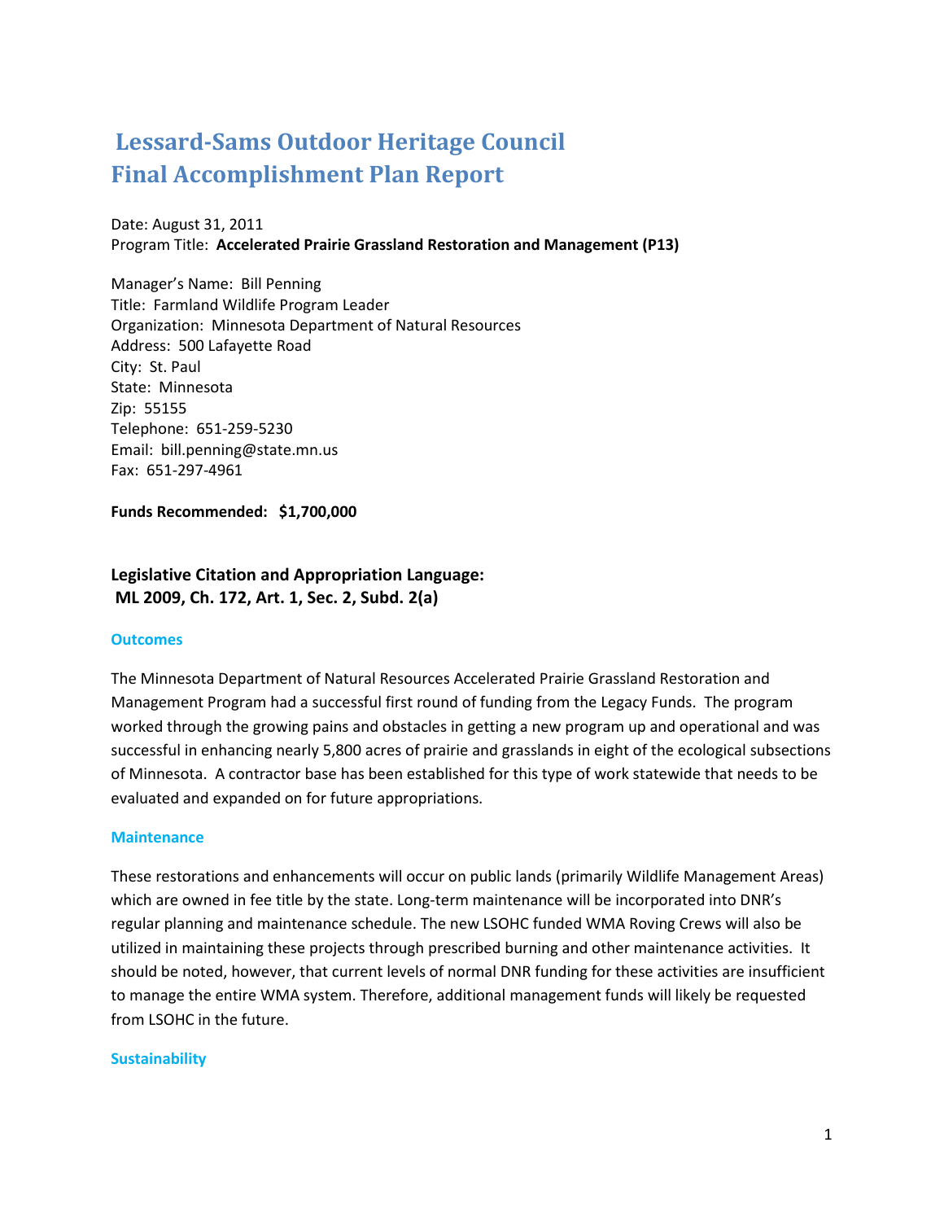# Lessard-Sams Outdoor Heritage Council
# Final Accomplishment Plan Report

Date: August 31, 2011
Program Title: **Accelerated Prairie Grassland Restoration and Management (P13)**

Manager's Name: Bill Penning
Title: Farmland Wildlife Program Leader
Organization: Minnesota Department of Natural Resources
Address: 500 Lafayette Road
City: St. Paul
State: Minnesota
Zip: 55155
Telephone: 651-259-5230
Email: bill.penning@state.mn.us
Fax: 651-297-4961

**Funds Recommended: $1,700,000**

## Legislative Citation and Appropriation Language:
## ML 2009, Ch. 172, Art. 1, Sec. 2, Subd. 2(a)

### Outcomes

The Minnesota Department of Natural Resources Accelerated Prairie Grassland Restoration and Management Program had a successful first round of funding from the Legacy Funds. The program worked through the growing pains and obstacles in getting a new program up and operational and was successful in enhancing nearly 5,800 acres of prairie and grasslands in eight of the ecological subsections of Minnesota. A contractor base has been established for this type of work statewide that needs to be evaluated and expanded on for future appropriations.

### Maintenance

These restorations and enhancements will occur on public lands (primarily Wildlife Management Areas) which are owned in fee title by the state. Long-term maintenance will be incorporated into DNR's regular planning and maintenance schedule. The new LSOHC funded WMA Roving Crews will also be utilized in maintaining these projects through prescribed burning and other maintenance activities. It should be noted, however, that current levels of normal DNR funding for these activities are insufficient to manage the entire WMA system. Therefore, additional management funds will likely be requested from LSOHC in the future.

### Sustainability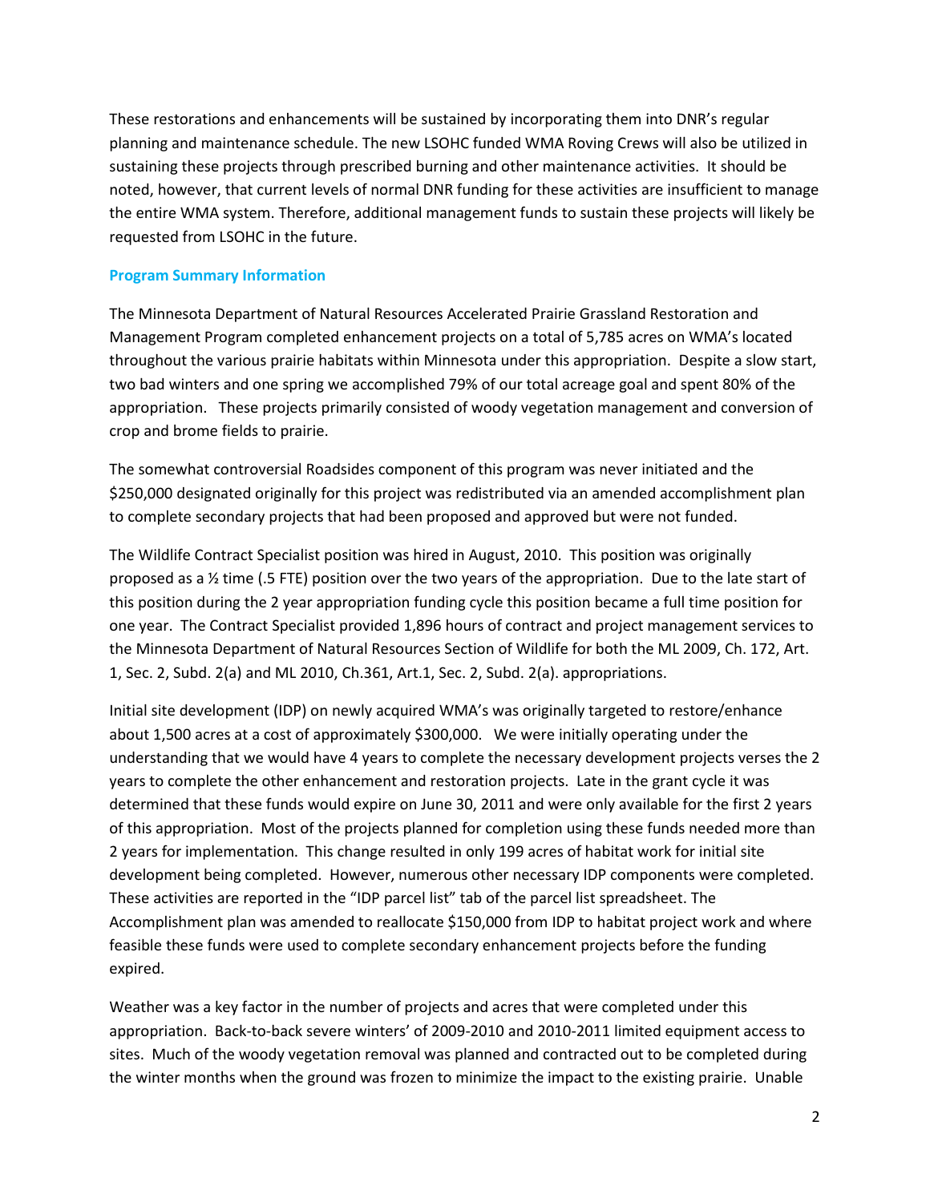These restorations and enhancements will be sustained by incorporating them into DNR's regular planning and maintenance schedule. The new LSOHC funded WMA Roving Crews will also be utilized in sustaining these projects through prescribed burning and other maintenance activities. It should be noted, however, that current levels of normal DNR funding for these activities are insufficient to manage the entire WMA system. Therefore, additional management funds to sustain these projects will likely be requested from LSOHC in the future.

### Program Summary Information

The Minnesota Department of Natural Resources Accelerated Prairie Grassland Restoration and Management Program completed enhancement projects on a total of 5,785 acres on WMA's located throughout the various prairie habitats within Minnesota under this appropriation. Despite a slow start, two bad winters and one spring we accomplished 79% of our total acreage goal and spent 80% of the appropriation. These projects primarily consisted of woody vegetation management and conversion of crop and brome fields to prairie.

The somewhat controversial Roadsides component of this program was never initiated and the $250,000 designated originally for this project was redistributed via an amended accomplishment plan to complete secondary projects that had been proposed and approved but were not funded.

The Wildlife Contract Specialist position was hired in August, 2010. This position was originally proposed as a ½ time (.5 FTE) position over the two years of the appropriation. Due to the late start of this position during the 2 year appropriation funding cycle this position became a full time position for one year. The Contract Specialist provided 1,896 hours of contract and project management services to the Minnesota Department of Natural Resources Section of Wildlife for both the ML 2009, Ch. 172, Art. 1, Sec. 2, Subd. 2(a) and ML 2010, Ch.361, Art.1, Sec. 2, Subd. 2(a). appropriations.

Initial site development (IDP) on newly acquired WMA's was originally targeted to restore/enhance about 1,500 acres at a cost of approximately $300,000. We were initially operating under the understanding that we would have 4 years to complete the necessary development projects verses the 2 years to complete the other enhancement and restoration projects. Late in the grant cycle it was determined that these funds would expire on June 30, 2011 and were only available for the first 2 years of this appropriation. Most of the projects planned for completion using these funds needed more than 2 years for implementation. This change resulted in only 199 acres of habitat work for initial site development being completed. However, numerous other necessary IDP components were completed. These activities are reported in the "IDP parcel list" tab of the parcel list spreadsheet. The Accomplishment plan was amended to reallocate $150,000 from IDP to habitat project work and where feasible these funds were used to complete secondary enhancement projects before the funding expired.

Weather was a key factor in the number of projects and acres that were completed under this appropriation. Back-to-back severe winters' of 2009-2010 and 2010-2011 limited equipment access to sites. Much of the woody vegetation removal was planned and contracted out to be completed during the winter months when the ground was frozen to minimize the impact to the existing prairie. Unable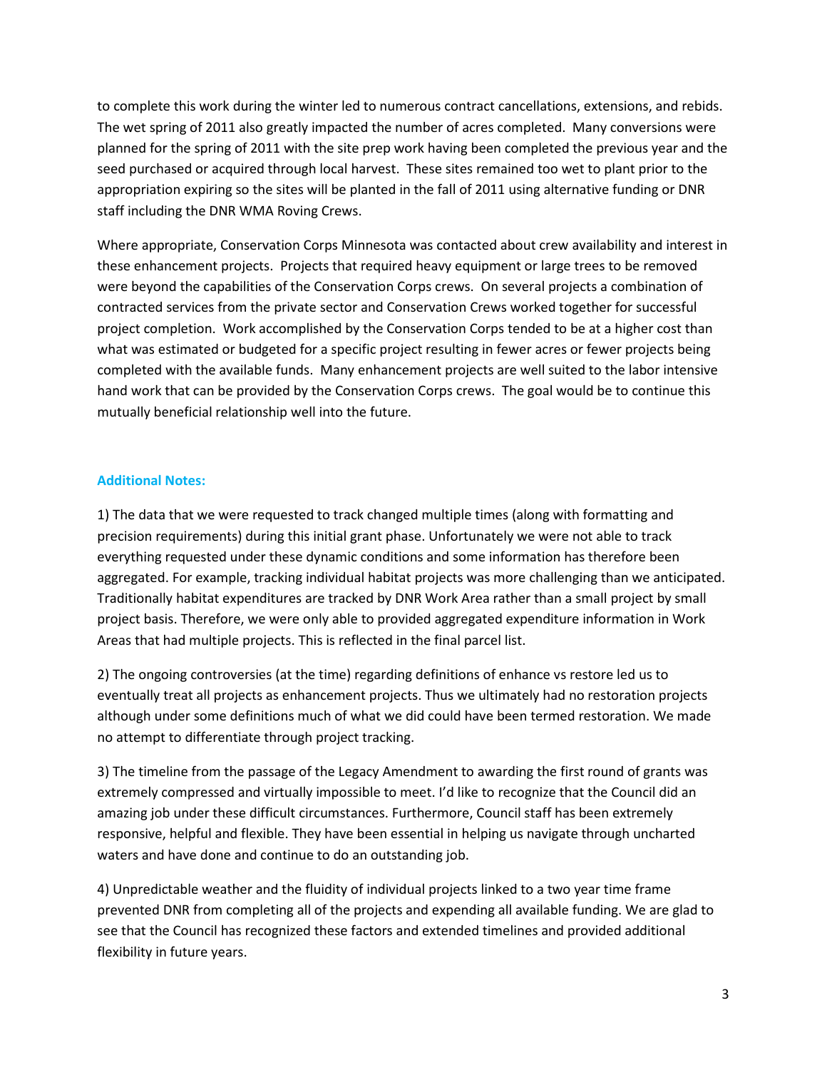to complete this work during the winter led to numerous contract cancellations, extensions, and rebids. The wet spring of 2011 also greatly impacted the number of acres completed. Many conversions were planned for the spring of 2011 with the site prep work having been completed the previous year and the seed purchased or acquired through local harvest. These sites remained too wet to plant prior to the appropriation expiring so the sites will be planted in the fall of 2011 using alternative funding or DNR staff including the DNR WMA Roving Crews.

Where appropriate, Conservation Corps Minnesota was contacted about crew availability and interest in these enhancement projects. Projects that required heavy equipment or large trees to be removed were beyond the capabilities of the Conservation Corps crews. On several projects a combination of contracted services from the private sector and Conservation Crews worked together for successful project completion. Work accomplished by the Conservation Corps tended to be at a higher cost than what was estimated or budgeted for a specific project resulting in fewer acres or fewer projects being completed with the available funds. Many enhancement projects are well suited to the labor intensive hand work that can be provided by the Conservation Corps crews. The goal would be to continue this mutually beneficial relationship well into the future.

**Additional Notes:**

1) The data that we were requested to track changed multiple times (along with formatting and precision requirements) during this initial grant phase. Unfortunately we were not able to track everything requested under these dynamic conditions and some information has therefore been aggregated. For example, tracking individual habitat projects was more challenging than we anticipated. Traditionally habitat expenditures are tracked by DNR Work Area rather than a small project by small project basis. Therefore, we were only able to provided aggregated expenditure information in Work Areas that had multiple projects. This is reflected in the final parcel list.

2) The ongoing controversies (at the time) regarding definitions of enhance vs restore led us to eventually treat all projects as enhancement projects. Thus we ultimately had no restoration projects although under some definitions much of what we did could have been termed restoration. We made no attempt to differentiate through project tracking.

3) The timeline from the passage of the Legacy Amendment to awarding the first round of grants was extremely compressed and virtually impossible to meet. I'd like to recognize that the Council did an amazing job under these difficult circumstances. Furthermore, Council staff has been extremely responsive, helpful and flexible. They have been essential in helping us navigate through uncharted waters and have done and continue to do an outstanding job.

4) Unpredictable weather and the fluidity of individual projects linked to a two year time frame prevented DNR from completing all of the projects and expending all available funding. We are glad to see that the Council has recognized these factors and extended timelines and provided additional flexibility in future years.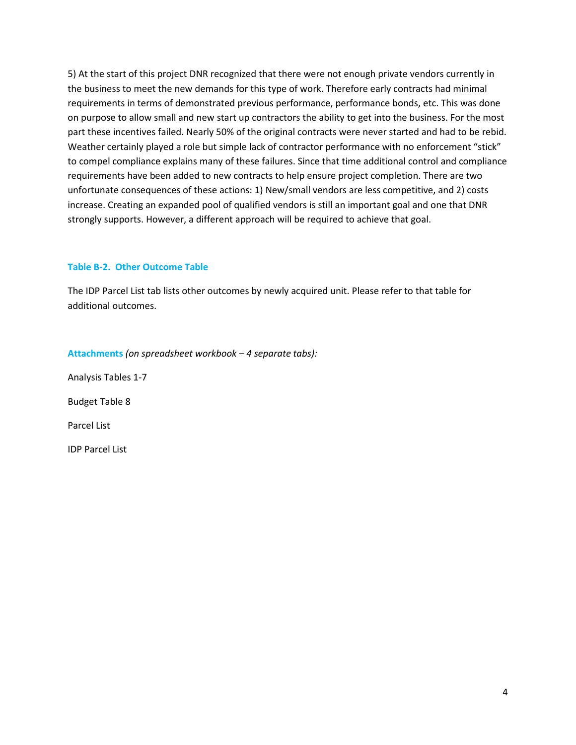5) At the start of this project DNR recognized that there were not enough private vendors currently in the business to meet the new demands for this type of work. Therefore early contracts had minimal requirements in terms of demonstrated previous performance, performance bonds, etc. This was done on purpose to allow small and new start up contractors the ability to get into the business. For the most part these incentives failed. Nearly 50% of the original contracts were never started and had to be rebid. Weather certainly played a role but simple lack of contractor performance with no enforcement "stick" to compel compliance explains many of these failures. Since that time additional control and compliance requirements have been added to new contracts to help ensure project completion. There are two unfortunate consequences of these actions: 1) New/small vendors are less competitive, and 2) costs increase. Creating an expanded pool of qualified vendors is still an important goal and one that DNR strongly supports. However, a different approach will be required to achieve that goal.

### Table B-2. Other Outcome Table

The IDP Parcel List tab lists other outcomes by newly acquired unit. Please refer to that table for additional outcomes.

### Attachments *(on spreadsheet workbook – 4 separate tabs):*

Analysis Tables 1-7

Budget Table 8

Parcel List

IDP Parcel List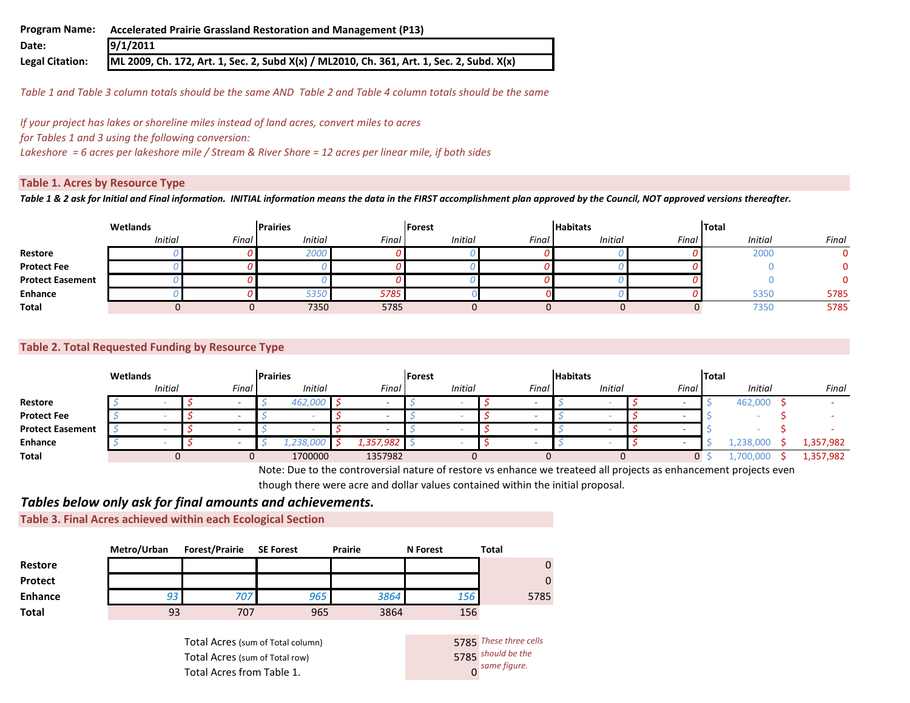**Program Name:** Accelerated Prairie Grassland Restoration and Management (P13)

**Date:** 9/1/2011

**Legal Citation:** ML 2009, Ch. 172, Art. 1, Sec. 2, Subd X(x) / ML2010, Ch. 361, Art. 1, Sec. 2, Subd. X(x)

*Table 1 and Table 3 column totals should be the same AND Table 2 and Table 4 column totals should be the same*

*If your project has lakes or shoreline miles instead of land acres, convert miles to acres for Tables 1 and 3 using the following conversion:*
*Lakeshore = 6 acres per lakeshore mile / Stream & River Shore = 12 acres per linear mile, if both sides*

## Table 1. Acres by Resource Type

***Table 1 & 2 ask for Initial and Final information. INITIAL information means the data in the FIRST accomplishment plan approved by the Council, NOT approved versions thereafter.***

| | Wetlands | | Prairies | | Forest | | Habitats | | Total | |
|---|---|---|---|---|---|---|---|---|---|---|
| | *Initial* | *Final* | *Initial* | *Final* | *Initial* | *Final* | *Initial* | *Final* | *Initial* | *Final* |
| **Restore** | 0 | 0 | 2000 | 0 | 0 | 0 | 0 | 0 | 2000 | 0 |
| **Protect Fee** | 0 | 0 | 0 | 0 | 0 | 0 | 0 | 0 | 0 | 0 |
| **Protect Easement** | 0 | 0 | 0 | 0 | 0 | 0 | 0 | 0 | 0 | 0 |
| **Enhance** | 0 | 0 | 5350 | 5785 | 0 | 0 | 0 | 0 | 5350 | 5785 |
| **Total** | 0 | 0 | 7350 | 5785 | 0 | 0 | 0 | 0 | 7350 | 5785 |

## Table 2. Total Requested Funding by Resource Type

| | Wetlands | | Prairies | | Forest | | Habitats | | Total | |
|---|---|---|---|---|---|---|---|---|---|---|
| | *Initial* | *Final* | *Initial* | *Final* | *Initial* | *Final* | *Initial* | *Final* | *Initial* | *Final* |
| **Restore** | $ - | $ - | $ 462,000 | $ - | $ - | $ - | $ - | $ - | $ 462,000 | $ - |
| **Protect Fee** | $ - | $ - | $ - | $ - | $ - | $ - | $ - | $ - | $ - | $ - |
| **Protect Easement** | $ - | $ - | $ - | $ - | $ - | $ - | $ - | $ - | $ - | $ - |
| **Enhance** | $ - | $ - | $ 1,238,000 | $ 1,357,982 | $ - | $ - | $ - | $ - | $ 1,238,000 | $ 1,357,982 |
| **Total** | 0 | 0 | 1700000 | 1357982 | 0 | 0 | 0 | 0 | $ 1,700,000 | $ 1,357,982 |

Note: Due to the controversial nature of restore vs enhance we treateed all projects as enhancement projects even though there were acre and dollar values contained within the initial proposal.

### *Tables below only ask for final amounts and achievements.*

## Table 3. Final Acres achieved within each Ecological Section

| | Metro/Urban | Forest/Prairie | SE Forest | Prairie | N Forest | Total |
|---|---|---|---|---|---|---|
| **Restore** | | | | | | 0 |
| **Protect** | | | | | | 0 |
| **Enhance** | 93 | 707 | 965 | 3864 | 156 | 5785 |
| **Total** | 93 | 707 | 965 | 3864 | 156 | |

| | | |
|---|---|---|
| Total Acres (sum of Total column) | 5785 | *These three cells should be the same figure.* |
| Total Acres (sum of Total row) | 5785 | |
| Total Acres from Table 1. | 0 | |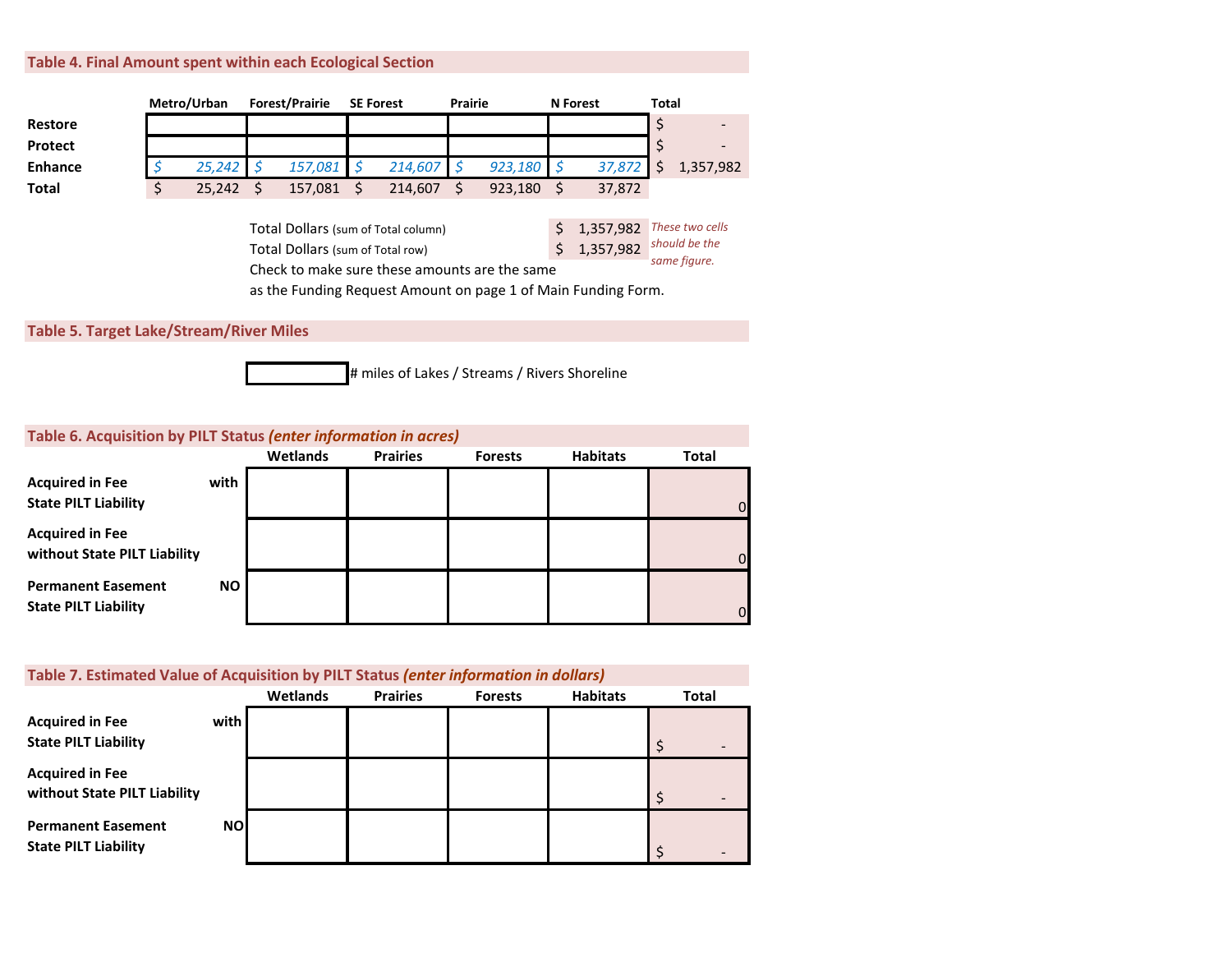## Table 4. Final Amount spent within each Ecological Section

| | Metro/Urban | Forest/Prairie | SE Forest | Prairie | N Forest | Total |
|---|---|---|---|---|---|---|
| **Restore** | | | | | | $ - |
| **Protect** | | | | | | $ - |
| **Enhance** | *$ 25,242* | *$ 157,081* | *$ 214,607* | *$ 923,180* | *$ 37,872* | $ 1,357,982 |
| **Total** | $ 25,242 | $ 157,081 | $ 214,607 | $ 923,180 | $ 37,872 | |

| | | |
|---|---|---|
| Total Dollars (sum of Total column) | $ 1,357,982 | *These two cells should be the same figure.* |
| Total Dollars (sum of Total row) | $ 1,357,982 | |

Check to make sure these amounts are the same as the Funding Request Amount on page 1 of Main Funding Form.

## Table 5. Target Lake/Stream/River Miles

| | |
|---|---|
| | # miles of Lakes / Streams / Rivers Shoreline |

## Table 6. Acquisition by PILT Status *(enter information in acres)*

| | Wetlands | Prairies | Forests | Habitats | Total |
|---|---|---|---|---|---|
| **Acquired in Fee with State PILT Liability** | | | | | 0 |
| **Acquired in Fee without State PILT Liability** | | | | | 0 |
| **Permanent Easement NO State PILT Liability** | | | | | 0 |

## Table 7. Estimated Value of Acquisition by PILT Status *(enter information in dollars)*

| | Wetlands | Prairies | Forests | Habitats | Total |
|---|---|---|---|---|---|
| **Acquired in Fee with State PILT Liability** | | | | | $ - |
| **Acquired in Fee without State PILT Liability** | | | | | $ - |
| **Permanent Easement NO State PILT Liability** | | | | | $ - |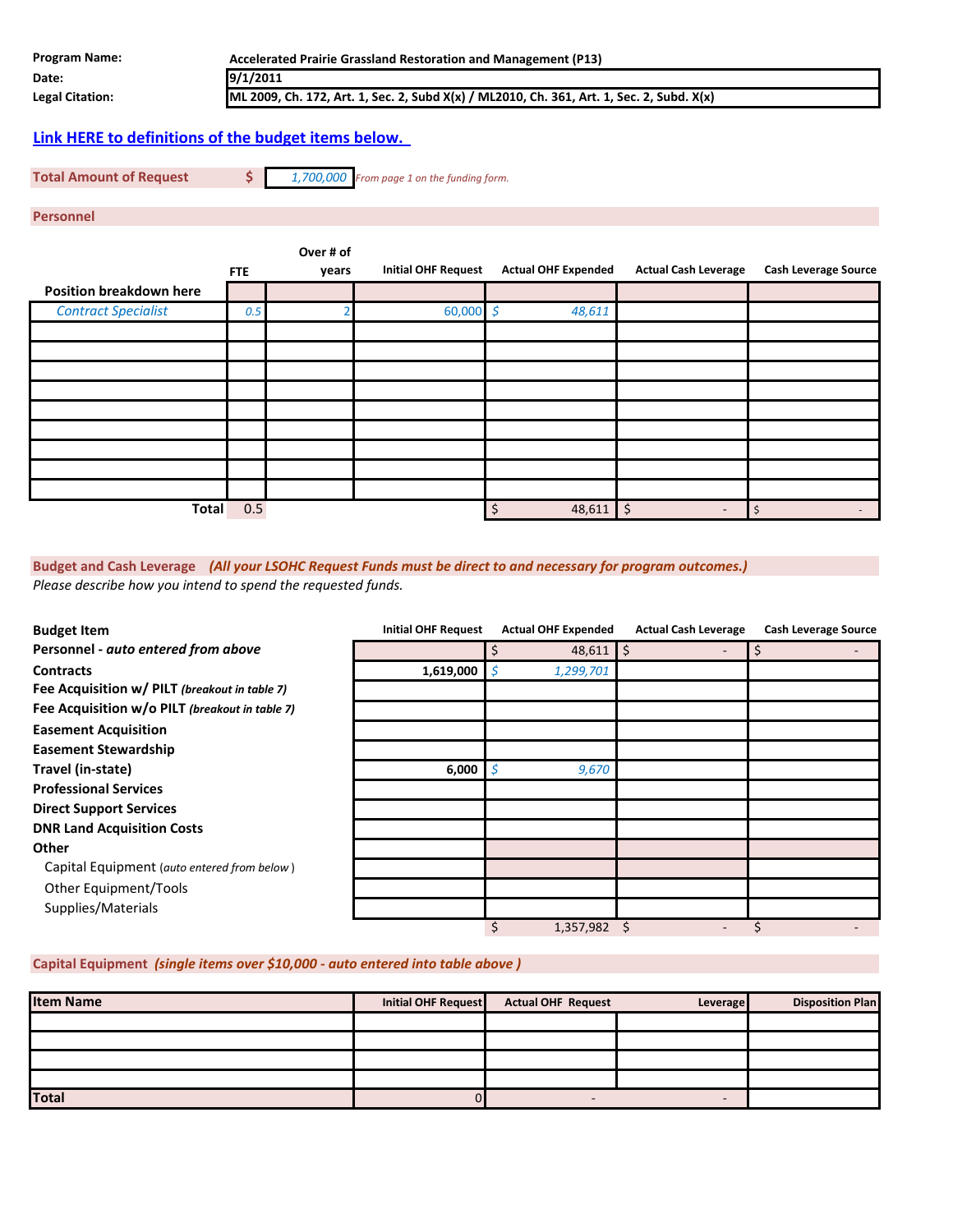| | |
|---|---|
| **Program Name:** | **Accelerated Prairie Grassland Restoration and Management (P13)** |
| **Date:** | 9/1/2011 |
| **Legal Citation:** | ML 2009, Ch. 172, Art. 1, Sec. 2, Subd X(x) / ML2010, Ch. 361, Art. 1, Sec. 2, Subd. X(x) |

**Link HERE to definitions of the budget items below.**

**Total Amount of Request** $ *1,700,000* *From page 1 on the funding form.*

## Personnel

| Position breakdown here | FTE | Over # of years | Initial OHF Request | Actual OHF Expended | Actual Cash Leverage | Cash Leverage Source |
|---|---|---|---|---|---|---|
| *Contract Specialist* | *0.5* | *2* | *60,000* | *$ 48,611* | | |
| | | | | | | |
| | | | | | | |
| | | | | | | |
| | | | | | | |
| | | | | | | |
| | | | | | | |
| | | | | | | |
| | | | | | | |
| | | | | | | |
| **Total** | 0.5 | | | $ 48,611 | $ - | $ - |

## Budget and Cash Leverage *(All your LSOHC Request Funds must be direct to and necessary for program outcomes.)*

*Please describe how you intend to spend the requested funds.*

| Budget Item | Initial OHF Request | Actual OHF Expended | Actual Cash Leverage | Cash Leverage Source |
|---|---|---|---|---|
| **Personnel - *auto entered from above*** | | $ 48,611 | $ - | $ - |
| **Contracts** | 1,619,000 | *$ 1,299,701* | | |
| **Fee Acquisition w/ PILT** *(breakout in table 7)* | | | | |
| **Fee Acquisition w/o PILT** *(breakout in table 7)* | | | | |
| **Easement Acquisition** | | | | |
| **Easement Stewardship** | | | | |
| **Travel (in-state)** | 6,000 | *$ 9,670* | | |
| **Professional Services** | | | | |
| **Direct Support Services** | | | | |
| **DNR Land Acquisition Costs** | | | | |
| **Other** | | | | |
| Capital Equipment *(auto entered from below)* | | | | |
| Other Equipment/Tools | | | | |
| Supplies/Materials | | | | |
| | | $ 1,357,982 | $ - | $ - |

## Capital Equipment *(single items over $10,000 - auto entered into table above )*

| Item Name | Initial OHF Request | Actual OHF Request | Leverage | Disposition Plan |
|---|---|---|---|---|
| | | | | |
| | | | | |
| | | | | |
| | | | | |
| **Total** | 0 | - | - | |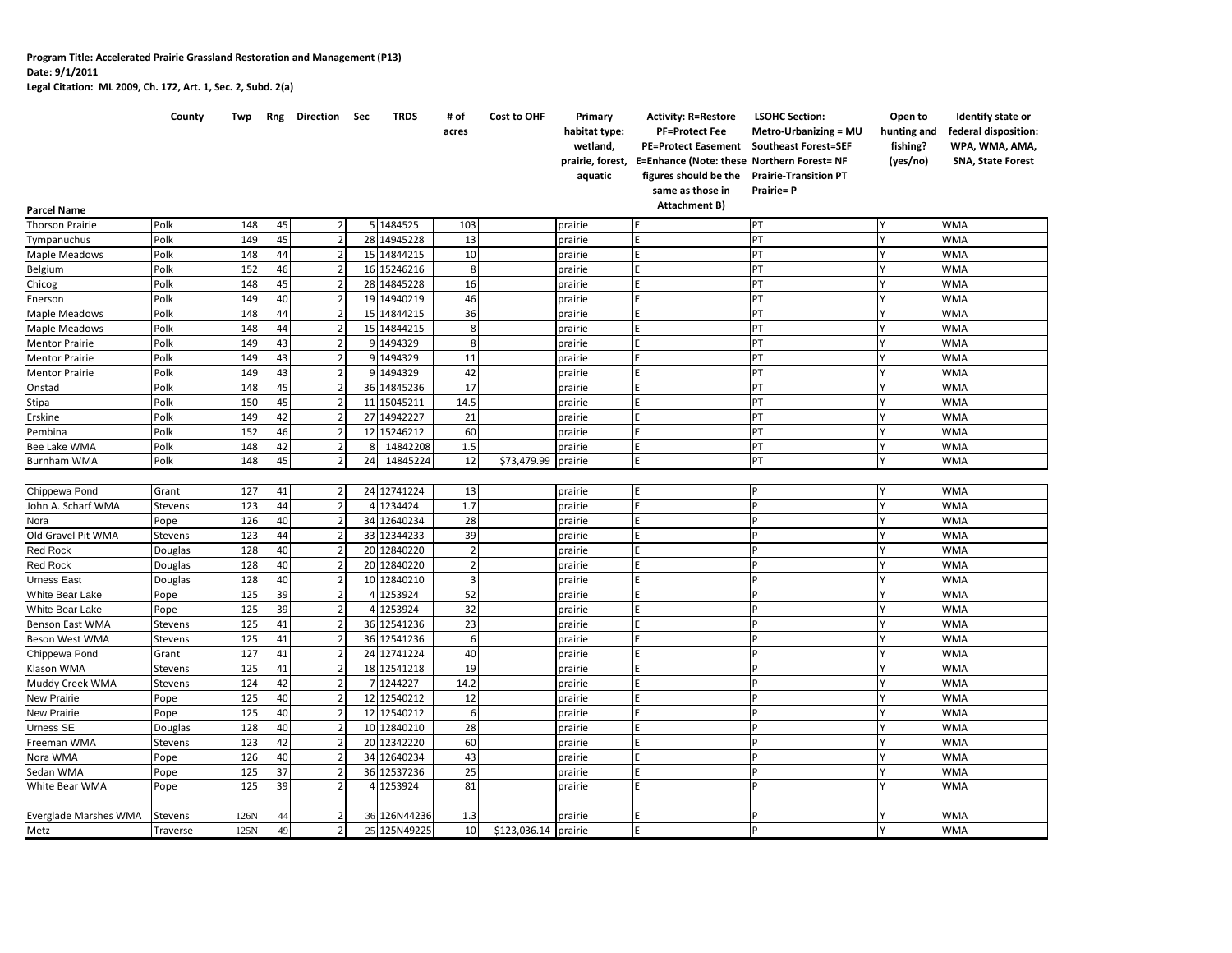**Program Title: Accelerated Prairie Grassland Restoration and Management (P13)**
**Date: 9/1/2011**
**Legal Citation: ML 2009, Ch. 172, Art. 1, Sec. 2, Subd. 2(a)**

| Parcel Name | County | Twp | Rng | Direction | Sec | TRDS | # of acres | Cost to OHF | Primary habitat type: wetland, prairie, forest, aquatic | Activity: R=Restore PF=Protect Fee PE=Protect Easement E=Enhance (Note: these figures should be the same as those in Attachment B) | LSOHC Section: Metro-Urbanizing = MU Southeast Forest=SEF Northern Forest= NF Prairie-Transition PT Prairie= P | Open to hunting and fishing? (yes/no) | Identify state or federal disposition: WPA, WMA, AMA, SNA, State Forest |
|---|---|---|---|---|---|---|---|---|---|---|---|---|---|
| Thorson Prairie | Polk | 148 | 45 | 2 | 5 | 1484525 | 103 | | prairie | E | PT | Y | WMA |
| Tympanuchus | Polk | 149 | 45 | 2 | 28 | 14945228 | 13 | | prairie | E | PT | Y | WMA |
| Maple Meadows | Polk | 148 | 44 | 2 | 15 | 14844215 | 10 | | prairie | E | PT | Y | WMA |
| Belgium | Polk | 152 | 46 | 2 | 16 | 15246216 | 8 | | prairie | E | PT | Y | WMA |
| Chicog | Polk | 148 | 45 | 2 | 28 | 14845228 | 16 | | prairie | E | PT | Y | WMA |
| Enerson | Polk | 149 | 40 | 2 | 19 | 14940219 | 46 | | prairie | E | PT | Y | WMA |
| Maple Meadows | Polk | 148 | 44 | 2 | 15 | 14844215 | 36 | | prairie | E | PT | Y | WMA |
| Maple Meadows | Polk | 148 | 44 | 2 | 15 | 14844215 | 8 | | prairie | E | PT | Y | WMA |
| Mentor Prairie | Polk | 149 | 43 | 2 | 9 | 1494329 | 8 | | prairie | E | PT | Y | WMA |
| Mentor Prairie | Polk | 149 | 43 | 2 | 9 | 1494329 | 11 | | prairie | E | PT | Y | WMA |
| Mentor Prairie | Polk | 149 | 43 | 2 | 9 | 1494329 | 42 | | prairie | E | PT | Y | WMA |
| Onstad | Polk | 148 | 45 | 2 | 36 | 14845236 | 17 | | prairie | E | PT | Y | WMA |
| Stipa | Polk | 150 | 45 | 2 | 11 | 15045211 | 14.5 | | prairie | E | PT | Y | WMA |
| Erskine | Polk | 149 | 42 | 2 | 27 | 14942227 | 21 | | prairie | E | PT | Y | WMA |
| Pembina | Polk | 152 | 46 | 2 | 12 | 15246212 | 60 | | prairie | E | PT | Y | WMA |
| Bee Lake WMA | Polk | 148 | 42 | 2 | 8 | 14842208 | 1.5 | | prairie | E | PT | Y | WMA |
| Burnham WMA | Polk | 148 | 45 | 2 | 24 | 14845224 | 12 | $73,479.99 | prairie | E | PT | Y | WMA |
| | | | | | | | | | | | | | |
| Chippewa Pond | Grant | 127 | 41 | 2 | 24 | 12741224 | 13 | | prairie | E | P | Y | WMA |
| John A. Scharf WMA | Stevens | 123 | 44 | 2 | 4 | 1234424 | 1.7 | | prairie | E | P | Y | WMA |
| Nora | Pope | 126 | 40 | 2 | 34 | 12640234 | 28 | | prairie | E | P | Y | WMA |
| Old Gravel Pit WMA | Stevens | 123 | 44 | 2 | 33 | 12344233 | 39 | | prairie | E | P | Y | WMA |
| Red Rock | Douglas | 128 | 40 | 2 | 20 | 12840220 | 2 | | prairie | E | P | Y | WMA |
| Red Rock | Douglas | 128 | 40 | 2 | 20 | 12840220 | 2 | | prairie | E | P | Y | WMA |
| Urness East | Douglas | 128 | 40 | 2 | 10 | 12840210 | 3 | | prairie | E | P | Y | WMA |
| White Bear Lake | Pope | 125 | 39 | 2 | 4 | 1253924 | 52 | | prairie | E | P | Y | WMA |
| White Bear Lake | Pope | 125 | 39 | 2 | 4 | 1253924 | 32 | | prairie | E | P | Y | WMA |
| Benson East WMA | Stevens | 125 | 41 | 2 | 36 | 12541236 | 23 | | prairie | E | P | Y | WMA |
| Beson West WMA | Stevens | 125 | 41 | 2 | 36 | 12541236 | 6 | | prairie | E | P | Y | WMA |
| Chippewa Pond | Grant | 127 | 41 | 2 | 24 | 12741224 | 40 | | prairie | E | P | Y | WMA |
| Klason WMA | Stevens | 125 | 41 | 2 | 18 | 12541218 | 19 | | prairie | E | P | Y | WMA |
| Muddy Creek WMA | Stevens | 124 | 42 | 2 | 7 | 1244227 | 14.2 | | prairie | E | P | Y | WMA |
| New Prairie | Pope | 125 | 40 | 2 | 12 | 12540212 | 12 | | prairie | E | P | Y | WMA |
| New Prairie | Pope | 125 | 40 | 2 | 12 | 12540212 | 6 | | prairie | E | P | Y | WMA |
| Urness SE | Douglas | 128 | 40 | 2 | 10 | 12840210 | 28 | | prairie | E | P | Y | WMA |
| Freeman WMA | Stevens | 123 | 42 | 2 | 20 | 12342220 | 60 | | prairie | E | P | Y | WMA |
| Nora WMA | Pope | 126 | 40 | 2 | 34 | 12640234 | 43 | | prairie | E | P | Y | WMA |
| Sedan WMA | Pope | 125 | 37 | 2 | 36 | 12537236 | 25 | | prairie | E | P | Y | WMA |
| White Bear WMA | Pope | 125 | 39 | 2 | 4 | 1253924 | 81 | | prairie | E | P | Y | WMA |
| | | | | | | | | | | | | | |
| Everglade Marshes WMA | Stevens | 126N | 44 | 2 | 36 | 126N44236 | 1.3 | | prairie | E | P | Y | WMA |
| Metz | Traverse | 125N | 49 | 2 | 25 | 125N49225 | 10 | $123,036.14 | prairie | E | P | Y | WMA |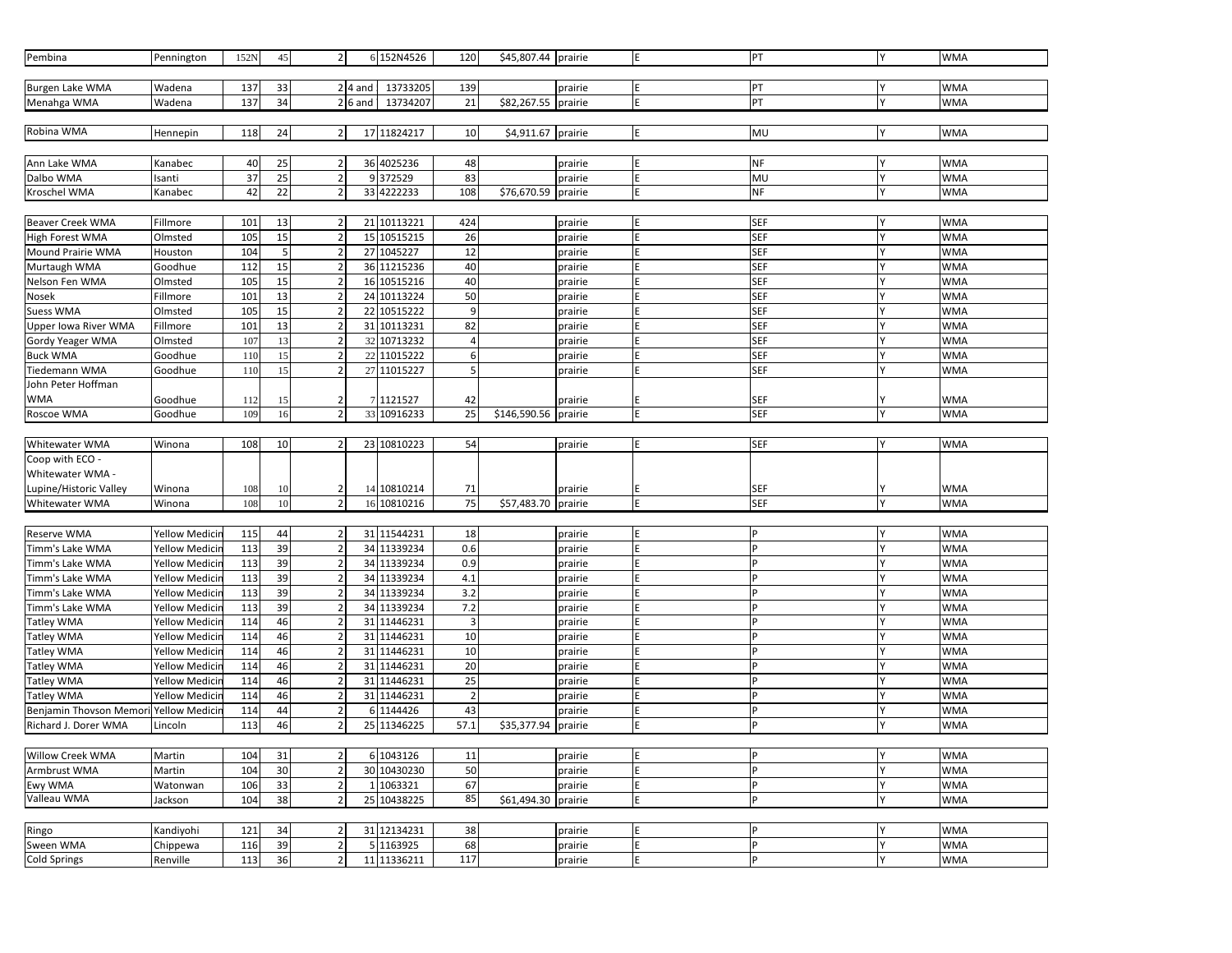| | | | | | | | | | | | | | |
|---|---|---|---|---|---|---|---|---|---|---|---|---|---|
| Pembina | Pennington | 152N | 45 | 2 | 6 | 152N4526 | 120 | $45,807.44 | prairie | E | PT | Y | WMA |
| | | | | | | | | | | | | | |
| Burgen Lake WMA | Wadena | 137 | 33 | 2 | 4 and | 13733205 | 139 | | prairie | E | PT | Y | WMA |
| Menahga WMA | Wadena | 137 | 34 | 2 | 6 and | 13734207 | 21 | $82,267.55 | prairie | E | PT | Y | WMA |
| | | | | | | | | | | | | | |
| Robina WMA | Hennepin | 118 | 24 | 2 | 17 | 11824217 | 10 | $4,911.67 | prairie | E | MU | Y | WMA |
| | | | | | | | | | | | | | |
| Ann Lake WMA | Kanabec | 40 | 25 | 2 | 36 | 4025236 | 48 | | prairie | E | NF | Y | WMA |
| Dalbo WMA | Isanti | 37 | 25 | 2 | 9 | 372529 | 83 | | prairie | E | MU | Y | WMA |
| Kroschel WMA | Kanabec | 42 | 22 | 2 | 33 | 4222233 | 108 | $76,670.59 | prairie | E | NF | Y | WMA |
| | | | | | | | | | | | | | |
| Beaver Creek WMA | Fillmore | 101 | 13 | 2 | 21 | 10113221 | 424 | | prairie | E | SEF | Y | WMA |
| High Forest WMA | Olmsted | 105 | 15 | 2 | 15 | 10515215 | 26 | | prairie | E | SEF | Y | WMA |
| Mound Prairie WMA | Houston | 104 | 5 | 2 | 27 | 1045227 | 12 | | prairie | E | SEF | Y | WMA |
| Murtaugh WMA | Goodhue | 112 | 15 | 2 | 36 | 11215236 | 40 | | prairie | E | SEF | Y | WMA |
| Nelson Fen WMA | Olmsted | 105 | 15 | 2 | 16 | 10515216 | 40 | | prairie | E | SEF | Y | WMA |
| Nosek | Fillmore | 101 | 13 | 2 | 24 | 10113224 | 50 | | prairie | E | SEF | Y | WMA |
| Suess WMA | Olmsted | 105 | 15 | 2 | 22 | 10515222 | 9 | | prairie | E | SEF | Y | WMA |
| Upper Iowa River WMA | Fillmore | 101 | 13 | 2 | 31 | 10113231 | 82 | | prairie | E | SEF | Y | WMA |
| Gordy Yeager WMA | Olmsted | 107 | 13 | 2 | 32 | 10713232 | 4 | | prairie | E | SEF | Y | WMA |
| Buck WMA | Goodhue | 110 | 15 | 2 | 22 | 11015222 | 6 | | prairie | E | SEF | Y | WMA |
| Tiedemann WMA | Goodhue | 110 | 15 | 2 | 27 | 11015227 | 5 | | prairie | E | SEF | Y | WMA |
| John Peter Hoffman WMA | Goodhue | 112 | 15 | 2 | 7 | 1121527 | 42 | | prairie | E | SEF | Y | WMA |
| Roscoe WMA | Goodhue | 109 | 16 | 2 | 33 | 10916233 | 25 | $146,590.56 | prairie | E | SEF | Y | WMA |
| | | | | | | | | | | | | | |
| Whitewater WMA | Winona | 108 | 10 | 2 | 23 | 10810223 | 54 | | prairie | E | SEF | Y | WMA |
| Coop with ECO - Whitewater WMA - Lupine/Historic Valley | Winona | 108 | 10 | 2 | 14 | 10810214 | 71 | | prairie | E | SEF | Y | WMA |
| Whitewater WMA | Winona | 108 | 10 | 2 | 16 | 10810216 | 75 | $57,483.70 | prairie | E | SEF | Y | WMA |
| | | | | | | | | | | | | | |
| Reserve WMA | Yellow Medicin | 115 | 44 | 2 | 31 | 11544231 | 18 | | prairie | E | P | Y | WMA |
| Timm's Lake WMA | Yellow Medicin | 113 | 39 | 2 | 34 | 11339234 | 0.6 | | prairie | E | P | Y | WMA |
| Timm's Lake WMA | Yellow Medicin | 113 | 39 | 2 | 34 | 11339234 | 0.9 | | prairie | E | P | Y | WMA |
| Timm's Lake WMA | Yellow Medicin | 113 | 39 | 2 | 34 | 11339234 | 4.1 | | prairie | E | P | Y | WMA |
| Timm's Lake WMA | Yellow Medicin | 113 | 39 | 2 | 34 | 11339234 | 3.2 | | prairie | E | P | Y | WMA |
| Timm's Lake WMA | Yellow Medicin | 113 | 39 | 2 | 34 | 11339234 | 7.2 | | prairie | E | P | Y | WMA |
| Tatley WMA | Yellow Medicin | 114 | 46 | 2 | 31 | 11446231 | 3 | | prairie | E | P | Y | WMA |
| Tatley WMA | Yellow Medicin | 114 | 46 | 2 | 31 | 11446231 | 10 | | prairie | E | P | Y | WMA |
| Tatley WMA | Yellow Medicin | 114 | 46 | 2 | 31 | 11446231 | 10 | | prairie | E | P | Y | WMA |
| Tatley WMA | Yellow Medicin | 114 | 46 | 2 | 31 | 11446231 | 20 | | prairie | E | P | Y | WMA |
| Tatley WMA | Yellow Medicin | 114 | 46 | 2 | 31 | 11446231 | 25 | | prairie | E | P | Y | WMA |
| Tatley WMA | Yellow Medicin | 114 | 46 | 2 | 31 | 11446231 | 2 | | prairie | E | P | Y | WMA |
| Benjamin Thovson Memori | Yellow Medicin | 114 | 44 | 2 | 6 | 1144426 | 43 | | prairie | E | P | Y | WMA |
| Richard J. Dorer WMA | Lincoln | 113 | 46 | 2 | 25 | 11346225 | 57.1 | $35,377.94 | prairie | E | P | Y | WMA |
| | | | | | | | | | | | | | |
| Willow Creek WMA | Martin | 104 | 31 | 2 | 6 | 1043126 | 11 | | prairie | E | P | Y | WMA |
| Armbrust WMA | Martin | 104 | 30 | 2 | 30 | 10430230 | 50 | | prairie | E | P | Y | WMA |
| Ewy WMA | Watonwan | 106 | 33 | 2 | 1 | 1063321 | 67 | | prairie | E | P | Y | WMA |
| Valleau WMA | Jackson | 104 | 38 | 2 | 25 | 10438225 | 85 | $61,494.30 | prairie | E | P | Y | WMA |
| | | | | | | | | | | | | | |
| Ringo | Kandiyohi | 121 | 34 | 2 | 31 | 12134231 | 38 | | prairie | E | P | Y | WMA |
| Sween WMA | Chippewa | 116 | 39 | 2 | 5 | 1163925 | 68 | | prairie | E | P | Y | WMA |
| Cold Springs | Renville | 113 | 36 | 2 | 11 | 11336211 | 117 | | prairie | E | P | Y | WMA |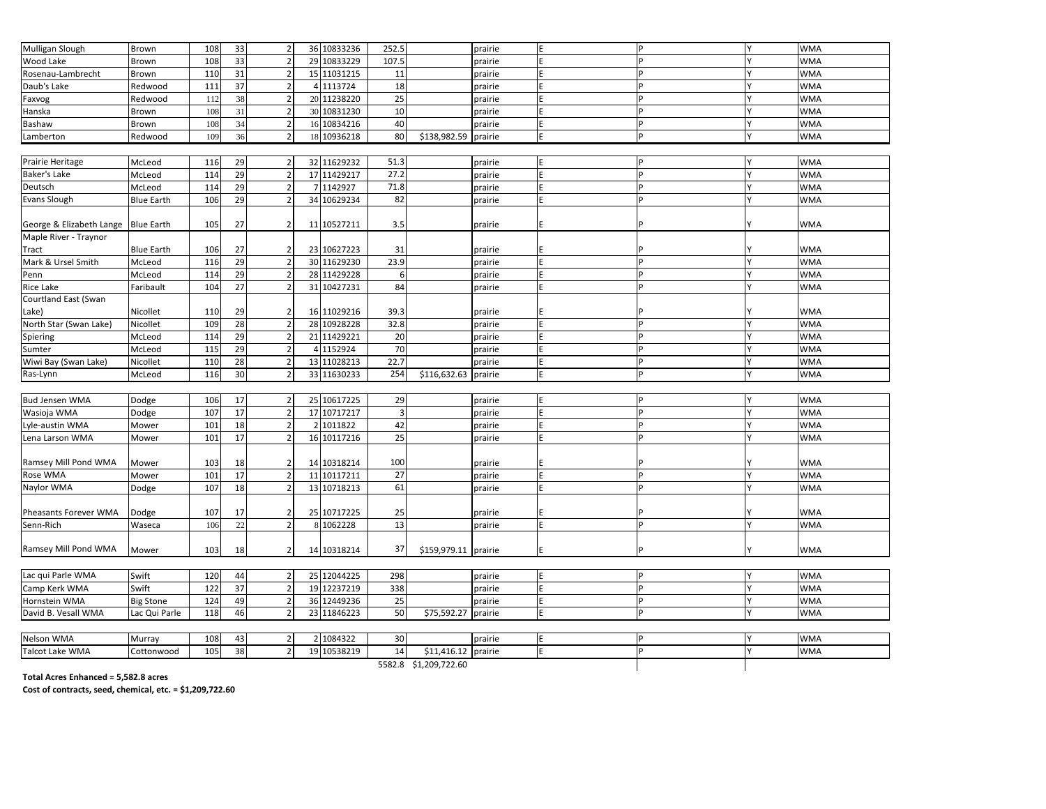| | | | | | | | | | | | | | |
|---|---|---|---|---|---|---|---|---|---|---|---|---|---|
| Mulligan Slough | Brown | 108 | 33 | 2 | 36 | 10833236 | 252.5 | | prairie | E | P | Y | WMA |
| Wood Lake | Brown | 108 | 33 | 2 | 29 | 10833229 | 107.5 | | prairie | E | P | Y | WMA |
| Rosenau-Lambrecht | Brown | 110 | 31 | 2 | 15 | 11031215 | 11 | | prairie | E | P | Y | WMA |
| Daub's Lake | Redwood | 111 | 37 | 2 | 4 | 1113724 | 18 | | prairie | E | P | Y | WMA |
| Faxvog | Redwood | 112 | 38 | 2 | 20 | 11238220 | 25 | | prairie | E | P | Y | WMA |
| Hanska | Brown | 108 | 31 | 2 | 30 | 10831230 | 10 | | prairie | E | P | Y | WMA |
| Bashaw | Brown | 108 | 34 | 2 | 16 | 10834216 | 40 | | prairie | E | P | Y | WMA |
| Lamberton | Redwood | 109 | 36 | 2 | 18 | 10936218 | 80 | $138,982.59 | prairie | E | P | Y | WMA |
| | | | | | | | | | | | | | |
| Prairie Heritage | McLeod | 116 | 29 | 2 | 32 | 11629232 | 51.3 | | prairie | E | P | Y | WMA |
| Baker's Lake | McLeod | 114 | 29 | 2 | 17 | 11429217 | 27.2 | | prairie | E | P | Y | WMA |
| Deutsch | McLeod | 114 | 29 | 2 | 7 | 1142927 | 71.8 | | prairie | E | P | Y | WMA |
| Evans Slough | Blue Earth | 106 | 29 | 2 | 34 | 10629234 | 82 | | prairie | E | P | Y | WMA |
| George & Elizabeth Lange | Blue Earth | 105 | 27 | 2 | 11 | 10527211 | 3.5 | | prairie | E | P | Y | WMA |
| Maple River - Traynor Tract | Blue Earth | 106 | 27 | 2 | 23 | 10627223 | 31 | | prairie | E | P | Y | WMA |
| Mark & Ursel Smith | McLeod | 116 | 29 | 2 | 30 | 11629230 | 23.9 | | prairie | E | P | Y | WMA |
| Penn | McLeod | 114 | 29 | 2 | 28 | 11429228 | 6 | | prairie | E | P | Y | WMA |
| Rice Lake | Faribault | 104 | 27 | 2 | 31 | 10427231 | 84 | | prairie | E | P | Y | WMA |
| Courtland East (Swan Lake) | Nicollet | 110 | 29 | 2 | 16 | 11029216 | 39.3 | | prairie | E | P | Y | WMA |
| North Star (Swan Lake) | Nicollet | 109 | 28 | 2 | 28 | 10928228 | 32.8 | | prairie | E | P | Y | WMA |
| Spiering | McLeod | 114 | 29 | 2 | 21 | 11429221 | 20 | | prairie | E | P | Y | WMA |
| Sumter | McLeod | 115 | 29 | 2 | 4 | 1152924 | 70 | | prairie | E | P | Y | WMA |
| Wiwi Bay (Swan Lake) | Nicollet | 110 | 28 | 2 | 13 | 11028213 | 22.7 | | prairie | E | P | Y | WMA |
| Ras-Lynn | McLeod | 116 | 30 | 2 | 33 | 11630233 | 254 | $116,632.63 | prairie | E | P | Y | WMA |
| | | | | | | | | | | | | | |
| Bud Jensen WMA | Dodge | 106 | 17 | 2 | 25 | 10617225 | 29 | | prairie | E | P | Y | WMA |
| Wasioja WMA | Dodge | 107 | 17 | 2 | 17 | 10717217 | 3 | | prairie | E | P | Y | WMA |
| Lyle-austin WMA | Mower | 101 | 18 | 2 | 2 | 1011822 | 42 | | prairie | E | P | Y | WMA |
| Lena Larson WMA | Mower | 101 | 17 | 2 | 16 | 10117216 | 25 | | prairie | E | P | Y | WMA |
| Ramsey Mill Pond WMA | Mower | 103 | 18 | 2 | 14 | 10318214 | 100 | | prairie | E | P | Y | WMA |
| Rose WMA | Mower | 101 | 17 | 2 | 11 | 10117211 | 27 | | prairie | E | P | Y | WMA |
| Naylor WMA | Dodge | 107 | 18 | 2 | 13 | 10718213 | 61 | | prairie | E | P | Y | WMA |
| Pheasants Forever WMA | Dodge | 107 | 17 | 2 | 25 | 10717225 | 25 | | prairie | E | P | Y | WMA |
| Senn-Rich | Waseca | 106 | 22 | 2 | 8 | 1062228 | 13 | | prairie | E | P | Y | WMA |
| Ramsey Mill Pond WMA | Mower | 103 | 18 | 2 | 14 | 10318214 | 37 | $159,979.11 | prairie | E | P | Y | WMA |
| | | | | | | | | | | | | | |
| Lac qui Parle WMA | Swift | 120 | 44 | 2 | 25 | 12044225 | 298 | | prairie | E | P | Y | WMA |
| Camp Kerk WMA | Swift | 122 | 37 | 2 | 19 | 12237219 | 338 | | prairie | E | P | Y | WMA |
| Hornstein WMA | Big Stone | 124 | 49 | 2 | 36 | 12449236 | 25 | | prairie | E | P | Y | WMA |
| David B. Vesall WMA | Lac Qui Parle | 118 | 46 | 2 | 23 | 11846223 | 50 | $75,592.27 | prairie | E | P | Y | WMA |
| | | | | | | | | | | | | | |
| Nelson WMA | Murray | 108 | 43 | 2 | 2 | 1084322 | 30 | | prairie | E | P | Y | WMA |
| Talcot Lake WMA | Cottonwood | 105 | 38 | 2 | 19 | 10538219 | 14 | $11,416.12 | prairie | E | P | Y | WMA |
| | | | | | | | 5582.8 | $1,209,722.60 | | | | | |

**Total Acres Enhanced = 5,582.8 acres**

**Cost of contracts, seed, chemical, etc. = $1,209,722.60**